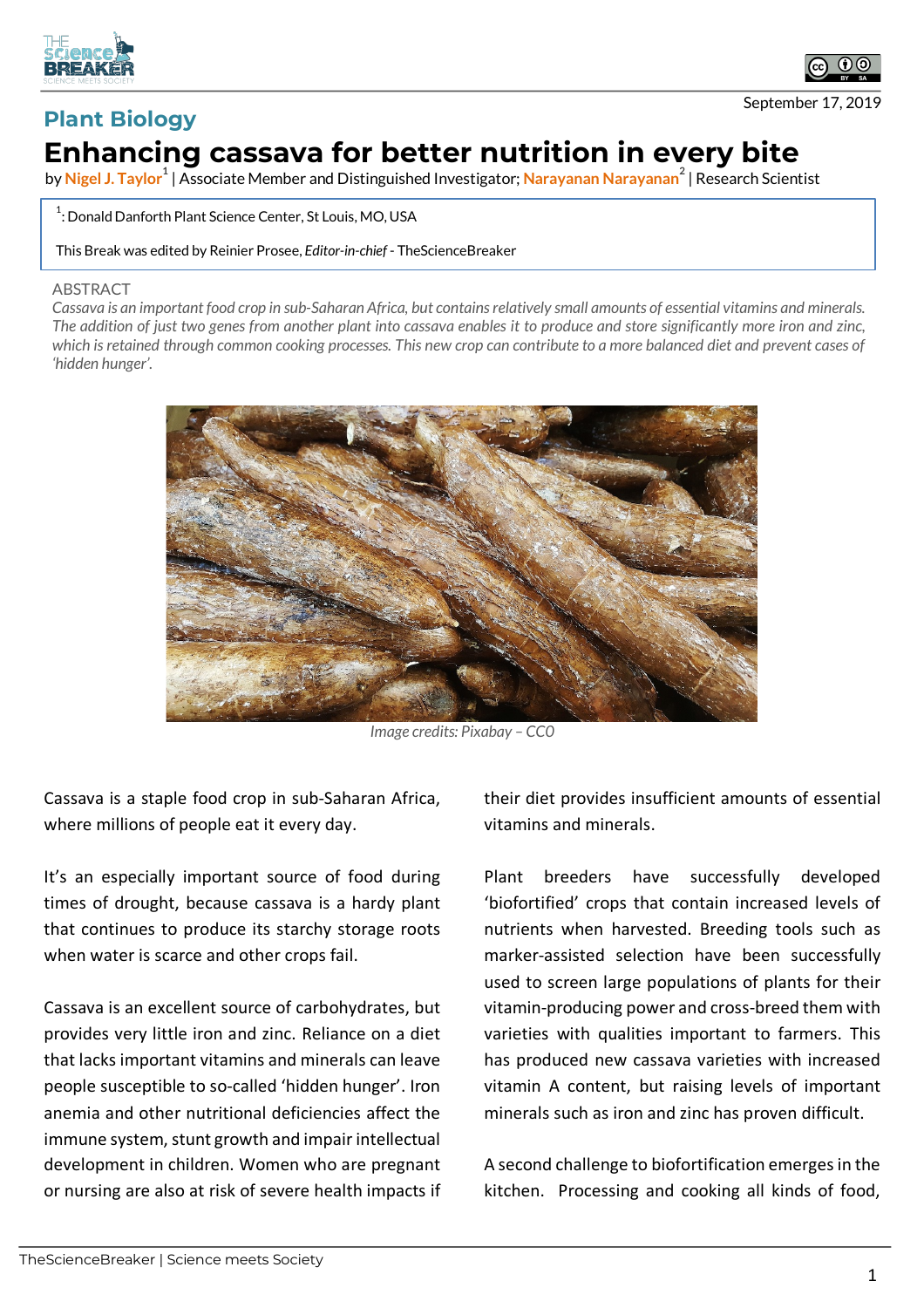## Plant Biology

# Enhancing cassava for better nutrition in every bite

by Nigel J. Taylor[1] | Associate Member and Distinguished Investigator; Narayanan Narayanan[2] | Research Scientist

[1]: Donald Danforth Plant Science Center, St Louis, MO, USA

This Break was edited by Reinier Prosee, *Editor-in-chief* - TheScienceBreaker

September 17, 2019

ABSTRACT

*Cassava is an important food crop in sub-Saharan Africa, but contains relatively small amounts of essential vitamins and minerals. The addition of just two genes from another plant into cassava enables it to produce and store significantly more iron and zinc, which is retained through common cooking processes. This new crop can contribute to a more balanced diet and prevent cases of 'hidden hunger'.*

*Image credits: Pixabay – CC0*

Cassava is a staple food crop in sub-Saharan Africa, where millions of people eat it every day.

It's an especially important source of food during times of drought, because cassava is a hardy plant that continues to produce its starchy storage roots when water is scarce and other crops fail.

Cassava is an excellent source of carbohydrates, but provides very little iron and zinc. Reliance on a diet that lacks important vitamins and minerals can leave people susceptible to so-called 'hidden hunger'. Iron anemia and other nutritional deficiencies affect the immune system, stunt growth and impair intellectual development in children. Women who are pregnant or nursing are also at risk of severe health impacts if their diet provides insufficient amounts of essential vitamins and minerals.

Plant breeders have successfully developed 'biofortified' crops that contain increased levels of nutrients when harvested. Breeding tools such as marker-assisted selection have been successfully used to screen large populations of plants for their vitamin-producing power and cross-breed them with varieties with qualities important to farmers. This has produced new cassava varieties with increased vitamin A content, but raising levels of important minerals such as iron and zinc has proven difficult.

A second challenge to biofortification emerges in the kitchen. Processing and cooking all kinds of food,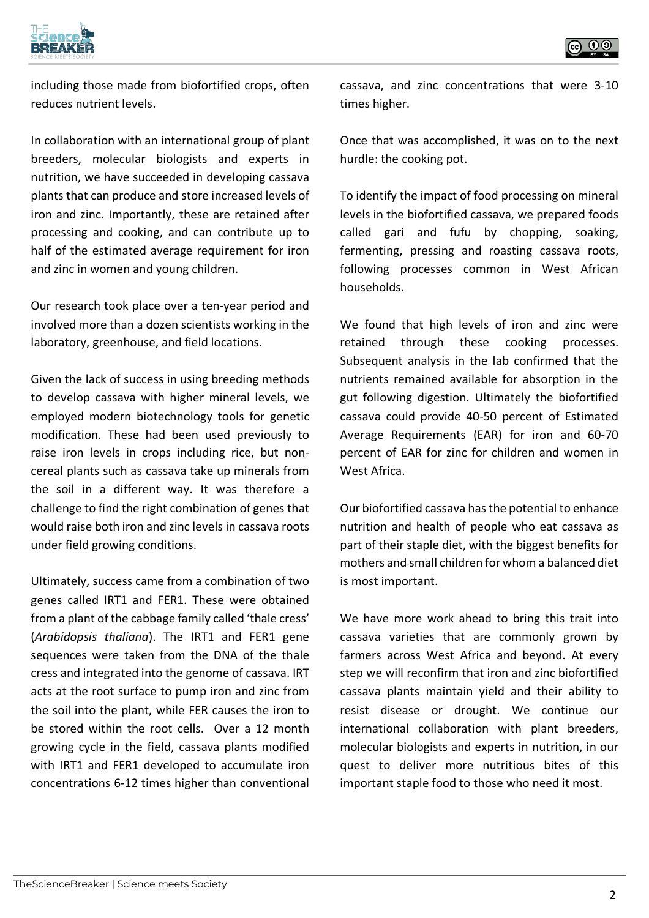including those made from biofortified crops, often reduces nutrient levels.

In collaboration with an international group of plant breeders, molecular biologists and experts in nutrition, we have succeeded in developing cassava plants that can produce and store increased levels of iron and zinc. Importantly, these are retained after processing and cooking, and can contribute up to half of the estimated average requirement for iron and zinc in women and young children.

Our research took place over a ten-year period and involved more than a dozen scientists working in the laboratory, greenhouse, and field locations.

Given the lack of success in using breeding methods to develop cassava with higher mineral levels, we employed modern biotechnology tools for genetic modification. These had been used previously to raise iron levels in crops including rice, but non-cereal plants such as cassava take up minerals from the soil in a different way. It was therefore a challenge to find the right combination of genes that would raise both iron and zinc levels in cassava roots under field growing conditions.

Ultimately, success came from a combination of two genes called IRT1 and FER1. These were obtained from a plant of the cabbage family called 'thale cress' (*Arabidopsis thaliana*). The IRT1 and FER1 gene sequences were taken from the DNA of the thale cress and integrated into the genome of cassava. IRT acts at the root surface to pump iron and zinc from the soil into the plant, while FER causes the iron to be stored within the root cells. Over a 12 month growing cycle in the field, cassava plants modified with IRT1 and FER1 developed to accumulate iron concentrations 6-12 times higher than conventional cassava, and zinc concentrations that were 3-10 times higher.

Once that was accomplished, it was on to the next hurdle: the cooking pot.

To identify the impact of food processing on mineral levels in the biofortified cassava, we prepared foods called gari and fufu by chopping, soaking, fermenting, pressing and roasting cassava roots, following processes common in West African households.

We found that high levels of iron and zinc were retained through these cooking processes. Subsequent analysis in the lab confirmed that the nutrients remained available for absorption in the gut following digestion. Ultimately the biofortified cassava could provide 40-50 percent of Estimated Average Requirements (EAR) for iron and 60-70 percent of EAR for zinc for children and women in West Africa.

Our biofortified cassava has the potential to enhance nutrition and health of people who eat cassava as part of their staple diet, with the biggest benefits for mothers and small children for whom a balanced diet is most important.

We have more work ahead to bring this trait into cassava varieties that are commonly grown by farmers across West Africa and beyond. At every step we will reconfirm that iron and zinc biofortified cassava plants maintain yield and their ability to resist disease or drought. We continue our international collaboration with plant breeders, molecular biologists and experts in nutrition, in our quest to deliver more nutritious bites of this important staple food to those who need it most.